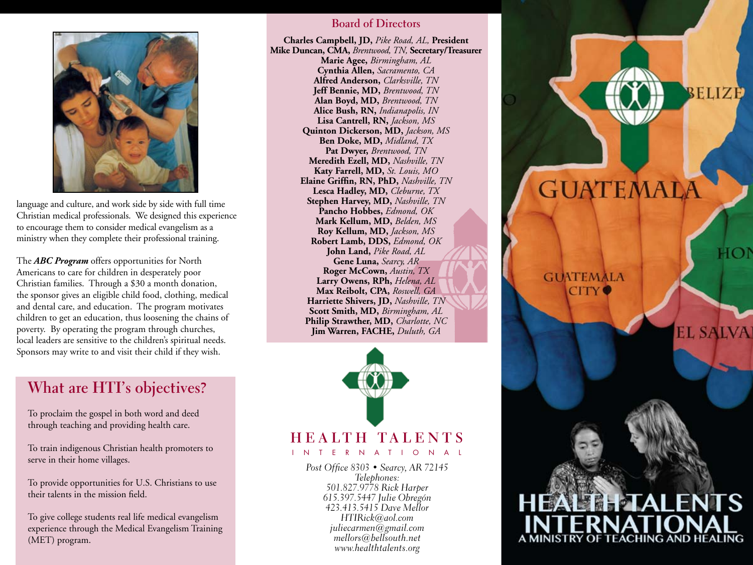language and culture, and work side by side with full time Christian medical professionals. We designed this experience to encourage them to consider medical evangelism as a ministry when they complete their professional training.

The ***ABC Program*** offers opportunities for North Americans to care for children in desperately poor Christian families. Through a $30 a month donation, the sponsor gives an eligible child food, clothing, medical and dental care, and education. The program motivates children to get an education, thus loosening the chains of poverty. By operating the program through churches, local leaders are sensitive to the children's spiritual needs. Sponsors may write to and visit their child if they wish.

## What are HTI's objectives?

To proclaim the gospel in both word and deed through teaching and providing health care.

To train indigenous Christian health promoters to serve in their home villages.

To provide opportunities for U.S. Christians to use their talents in the mission field.

To give college students real life medical evangelism experience through the Medical Evangelism Training (MET) program.

## Board of Directors

**Charles Campbell, JD,** *Pike Road, AL,* **President**
**Mike Duncan, CMA,** *Brentwood, TN,* **Secretary/Treasurer**
**Marie Agee,** *Birmingham, AL*
**Cynthia Allen,** *Sacramento, CA*
**Alfred Anderson,** *Clarksville, TN*
**Jeff Bennie, MD,** *Brentwood, TN*
**Alan Boyd, MD,** *Brentwood, TN*
**Alice Bush, RN,** *Indianapolis, IN*
**Lisa Cantrell, RN,** *Jackson, MS*
**Quinton Dickerson, MD,** *Jackson, MS*
**Ben Doke, MD,** *Midland, TX*
**Pat Dwyer,** *Brentwood, TN*
**Meredith Ezell, MD,** *Nashville, TN*
**Katy Farrell, MD,** *St. Louis, MO*
**Elaine Griffin, RN, PhD,** *Nashville, TN*
**Lesca Hadley, MD,** *Cleburne, TX*
**Stephen Harvey, MD,** *Nashville, TN*
**Pancho Hobbes,** *Edmond, OK*
**Mark Kellum, MD,** *Belden, MS*
**Roy Kellum, MD,** *Jackson, MS*
**Robert Lamb, DDS,** *Edmond, OK*
**John Land,** *Pike Road, AL*
**Gene Luna,** *Searcy, AR*
**Roger McCown,** *Austin, TX*
**Larry Owens, RPh,** *Helena, AL*
**Max Reibolt, CPA,** *Roswell, GA*
**Harriette Shivers, JD,** *Nashville, TN*
**Scott Smith, MD,** *Birmingham, AL*
**Philip Strawther, MD,** *Charlotte, NC*
**Jim Warren, FACHE,** *Duluth, GA*

HEALTH TALENTS
INTERNATIONAL

*Post Office 8303 • Searcy, AR 72145*
*Telephones:*
*501.827.9778 Rick Harper*
*615.397.5447 Julie Obregón*
*423.413.5415 Dave Mellor*
*HTIRick@aol.com*
*juliecarmen@gmail.com*
*mellors@bellsouth.net*
*www.healthtalents.org*

BELIZE
GUATEMALA
GUATEMALA CITY
HON
EL SALVA

# HEALTH TALENTS INTERNATIONAL

A MINISTRY OF TEACHING AND HEALING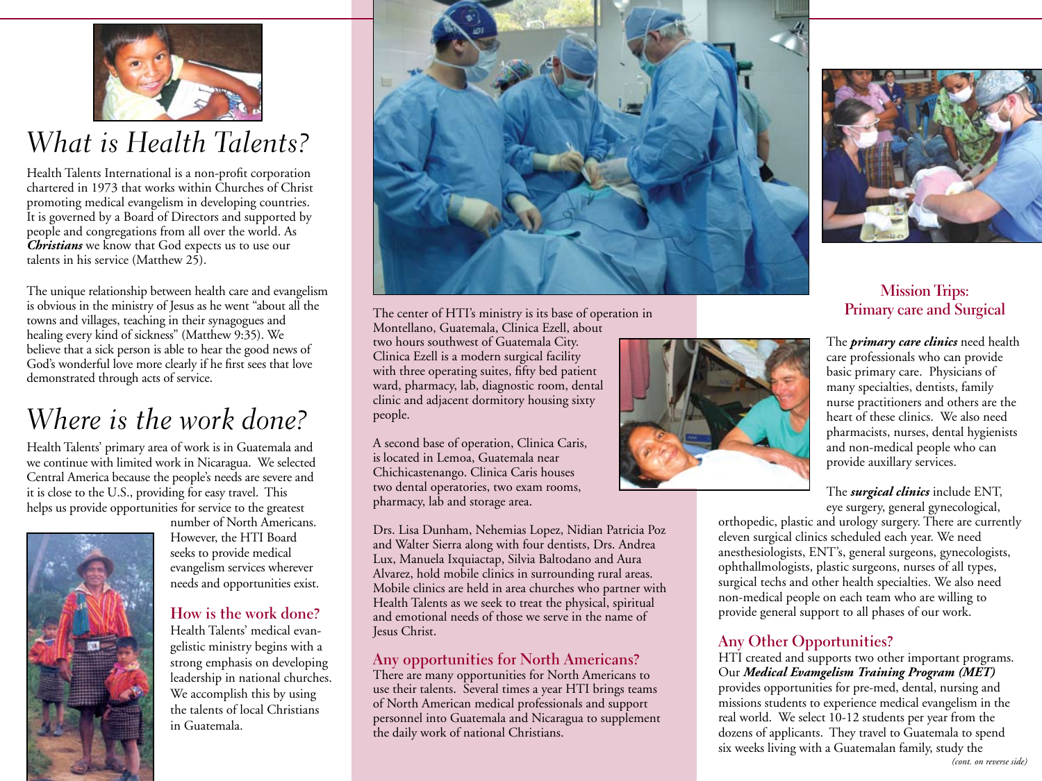# What is Health Talents?

Health Talents International is a non-profit corporation chartered in 1973 that works within Churches of Christ promoting medical evangelism in developing countries. It is governed by a Board of Directors and supported by people and congregations from all over the world. As ***Christians*** we know that God expects us to use our talents in his service (Matthew 25).

The unique relationship between health care and evangelism is obvious in the ministry of Jesus as he went "about all the towns and villages, teaching in their synagogues and healing every kind of sickness" (Matthew 9:35). We believe that a sick person is able to hear the good news of God's wonderful love more clearly if he first sees that love demonstrated through acts of service.

# Where is the work done?

Health Talents' primary area of work is in Guatemala and we continue with limited work in Nicaragua. We selected Central America because the people's needs are severe and it is close to the U.S., providing for easy travel. This helps us provide opportunities for service to the greatest number of North Americans. However, the HTI Board seeks to provide medical evangelism services wherever needs and opportunities exist.

## How is the work done?

Health Talents' medical evangelistic ministry begins with a strong emphasis on developing leadership in national churches. We accomplish this by using the talents of local Christians in Guatemala.

The center of HTI's ministry is its base of operation in Montellano, Guatemala, Clinica Ezell, about two hours southwest of Guatemala City. Clinica Ezell is a modern surgical facility with three operating suites, fifty bed patient ward, pharmacy, lab, diagnostic room, dental clinic and adjacent dormitory housing sixty people.

A second base of operation, Clinica Caris, is located in Lemoa, Guatemala near Chichicastenango. Clinica Caris houses two dental operatories, two exam rooms, pharmacy, lab and storage area.

Drs. Lisa Dunham, Nehemias Lopez, Nidian Patricia Poz and Walter Sierra along with four dentists, Drs. Andrea Lux, Manuela Ixquiactap, Silvia Baltodano and Aura Alvarez, hold mobile clinics in surrounding rural areas. Mobile clinics are held in area churches who partner with Health Talents as we seek to treat the physical, spiritual and emotional needs of those we serve in the name of Jesus Christ.

## Any opportunities for North Americans?

There are many opportunities for North Americans to use their talents. Several times a year HTI brings teams of North American medical professionals and support personnel into Guatemala and Nicaragua to supplement the daily work of national Christians.

## Mission Trips: Primary care and Surgical

The ***primary care clinics*** need health care professionals who can provide basic primary care. Physicians of many specialties, dentists, family nurse practitioners and others are the heart of these clinics. We also need pharmacists, nurses, dental hygienists and non-medical people who can provide auxillary services.

The ***surgical clinics*** include ENT, eye surgery, general gynecological, orthopedic, plastic and urology surgery. There are currently eleven surgical clinics scheduled each year. We need anesthesiologists, ENT's, general surgeons, gynecologists, ophthallmologists, plastic surgeons, nurses of all types, surgical techs and other health specialties. We also need non-medical people on each team who are willing to provide general support to all phases of our work.

## Any Other Opportunities?

HTI created and supports two other important programs. Our ***Medical Evamgelism Training Program (MET)*** provides opportunities for pre-med, dental, nursing and missions students to experience medical evangelism in the real world. We select 10-12 students per year from the dozens of applicants. They travel to Guatemala to spend six weeks living with a Guatemalan family, study the

*(cont. on reverse side)*